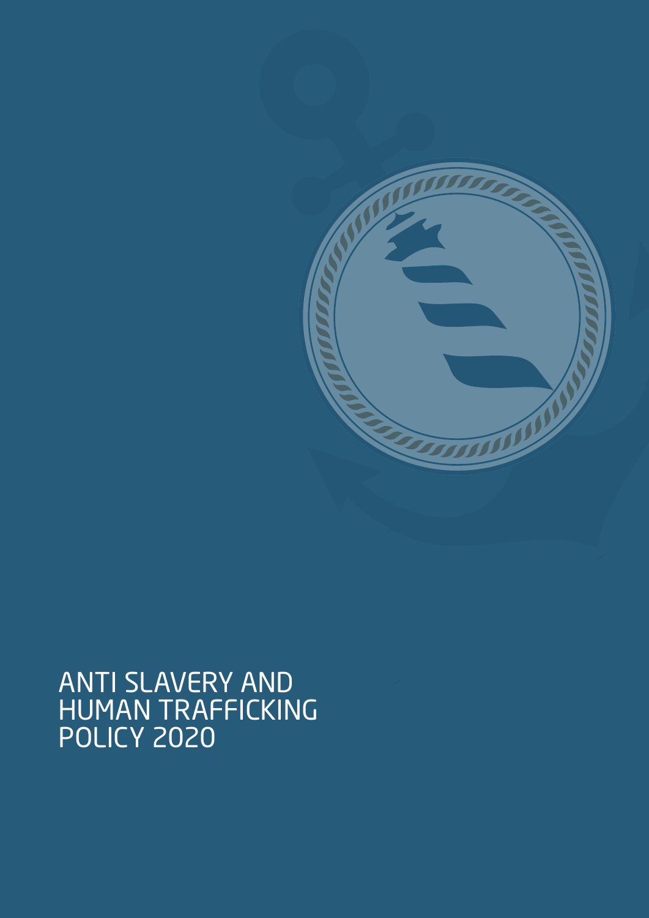# ANTI SLAVERY AND HUMAN TRAFFICKING POLICY 2020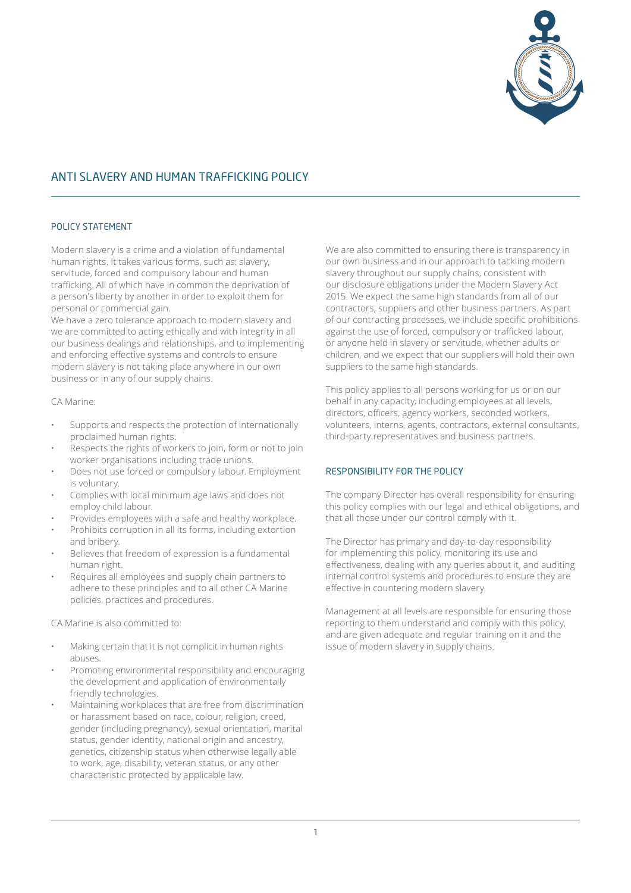# ANTI SLAVERY AND HUMAN TRAFFICKING POLICY

## POLICY STATEMENT

Modern slavery is a crime and a violation of fundamental human rights. It takes various forms, such as: slavery, servitude, forced and compulsory labour and human trafficking. All of which have in common the deprivation of a person's liberty by another in order to exploit them for personal or commercial gain.

We have a zero tolerance approach to modern slavery and we are committed to acting ethically and with integrity in all our business dealings and relationships, and to implementing and enforcing effective systems and controls to ensure modern slavery is not taking place anywhere in our own business or in any of our supply chains.

CA Marine:

- Supports and respects the protection of internationally proclaimed human rights.
- Respects the rights of workers to join, form or not to join worker organisations including trade unions.
- Does not use forced or compulsory labour. Employment is voluntary.
- Complies with local minimum age laws and does not employ child labour.
- Provides employees with a safe and healthy workplace.
- Prohibits corruption in all its forms, including extortion and bribery.
- Believes that freedom of expression is a fundamental human right.
- Requires all employees and supply chain partners to adhere to these principles and to all other CA Marine policies, practices and procedures.

CA Marine is also committed to:

- Making certain that it is not complicit in human rights abuses.
- Promoting environmental responsibility and encouraging the development and application of environmentally friendly technologies.
- Maintaining workplaces that are free from discrimination or harassment based on race, colour, religion, creed, gender (including pregnancy), sexual orientation, marital status, gender identity, national origin and ancestry, genetics, citizenship status when otherwise legally able to work, age, disability, veteran status, or any other characteristic protected by applicable law.

We are also committed to ensuring there is transparency in our own business and in our approach to tackling modern slavery throughout our supply chains, consistent with our disclosure obligations under the Modern Slavery Act 2015. We expect the same high standards from all of our contractors, suppliers and other business partners. As part of our contracting processes, we include specific prohibitions against the use of forced, compulsory or trafficked labour, or anyone held in slavery or servitude, whether adults or children, and we expect that our suppliers will hold their own suppliers to the same high standards.

This policy applies to all persons working for us or on our behalf in any capacity, including employees at all levels, directors, officers, agency workers, seconded workers, volunteers, interns, agents, contractors, external consultants, third-party representatives and business partners.

## RESPONSIBILITY FOR THE POLICY

The company Director has overall responsibility for ensuring this policy complies with our legal and ethical obligations, and that all those under our control comply with it.

The Director has primary and day-to-day responsibility for implementing this policy, monitoring its use and effectiveness, dealing with any queries about it, and auditing internal control systems and procedures to ensure they are effective in countering modern slavery.

Management at all levels are responsible for ensuring those reporting to them understand and comply with this policy, and are given adequate and regular training on it and the issue of modern slavery in supply chains.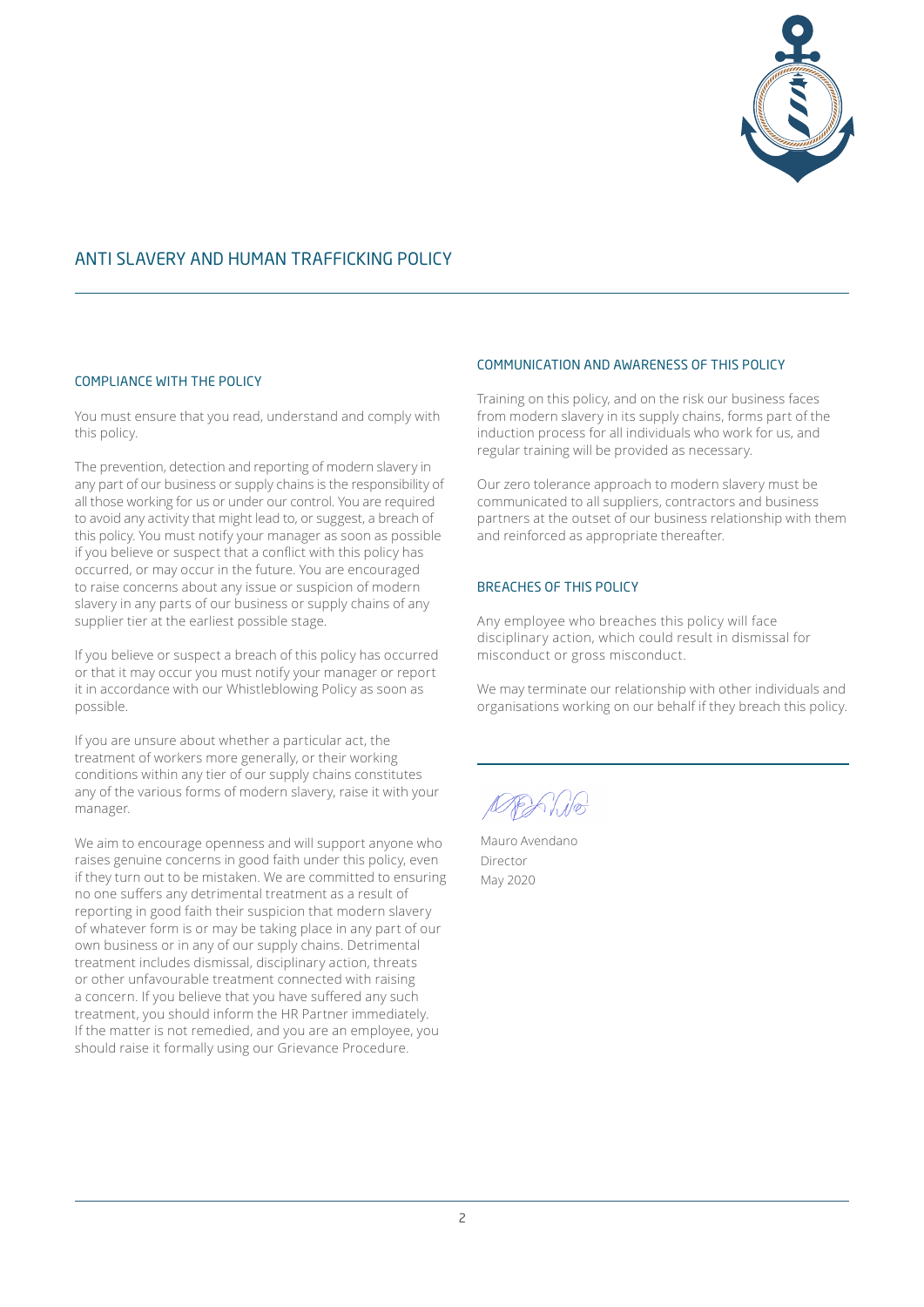# ANTI SLAVERY AND HUMAN TRAFFICKING POLICY

## COMPLIANCE WITH THE POLICY

You must ensure that you read, understand and comply with this policy.

The prevention, detection and reporting of modern slavery in any part of our business or supply chains is the responsibility of all those working for us or under our control. You are required to avoid any activity that might lead to, or suggest, a breach of this policy. You must notify your manager as soon as possible if you believe or suspect that a conflict with this policy has occurred, or may occur in the future. You are encouraged to raise concerns about any issue or suspicion of modern slavery in any parts of our business or supply chains of any supplier tier at the earliest possible stage.

If you believe or suspect a breach of this policy has occurred or that it may occur you must notify your manager or report it in accordance with our Whistleblowing Policy as soon as possible.

If you are unsure about whether a particular act, the treatment of workers more generally, or their working conditions within any tier of our supply chains constitutes any of the various forms of modern slavery, raise it with your manager.

We aim to encourage openness and will support anyone who raises genuine concerns in good faith under this policy, even if they turn out to be mistaken. We are committed to ensuring no one suffers any detrimental treatment as a result of reporting in good faith their suspicion that modern slavery of whatever form is or may be taking place in any part of our own business or in any of our supply chains. Detrimental treatment includes dismissal, disciplinary action, threats or other unfavourable treatment connected with raising a concern. If you believe that you have suffered any such treatment, you should inform the HR Partner immediately. If the matter is not remedied, and you are an employee, you should raise it formally using our Grievance Procedure.

## COMMUNICATION AND AWARENESS OF THIS POLICY

Training on this policy, and on the risk our business faces from modern slavery in its supply chains, forms part of the induction process for all individuals who work for us, and regular training will be provided as necessary.

Our zero tolerance approach to modern slavery must be communicated to all suppliers, contractors and business partners at the outset of our business relationship with them and reinforced as appropriate thereafter.

## BREACHES OF THIS POLICY

Any employee who breaches this policy will face disciplinary action, which could result in dismissal for misconduct or gross misconduct.

We may terminate our relationship with other individuals and organisations working on our behalf if they breach this policy.

Mauro Avendano
Director
May 2020